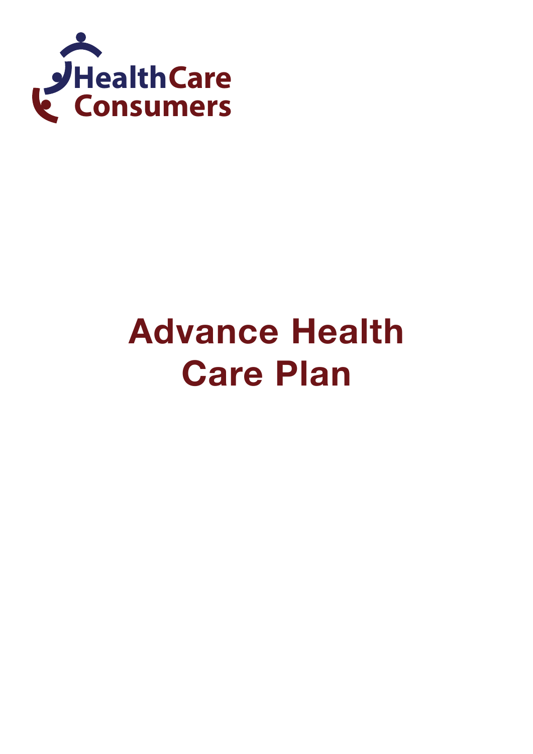HealthCare Consumers

# Advance Health Care Plan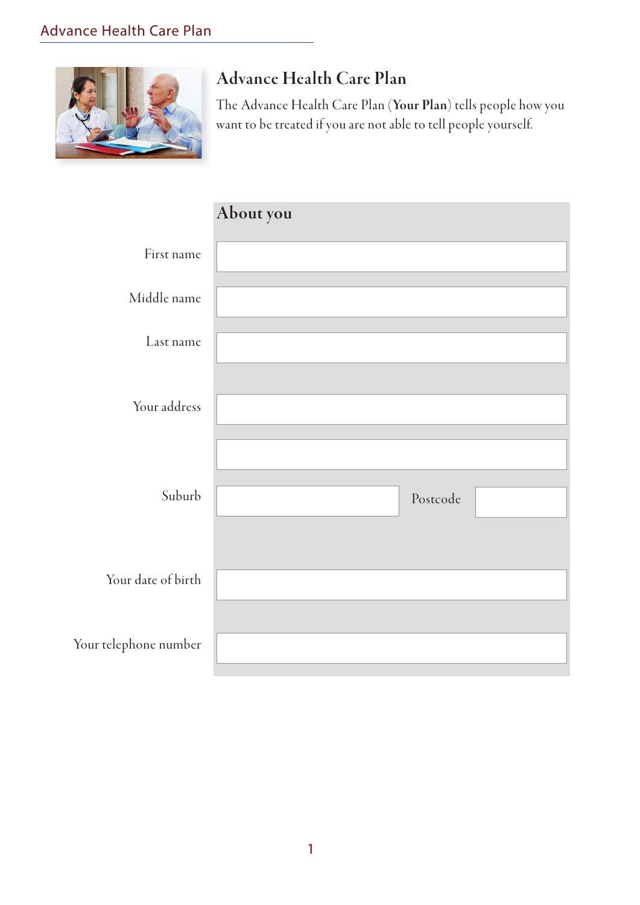# Advance Health Care Plan

The Advance Health Care Plan (**Your Plan**) tells people how you want to be treated if you are not able to tell people yourself.

## About you

First name

Middle name

Last name

Your address

Suburb

Postcode

Your date of birth

Your telephone number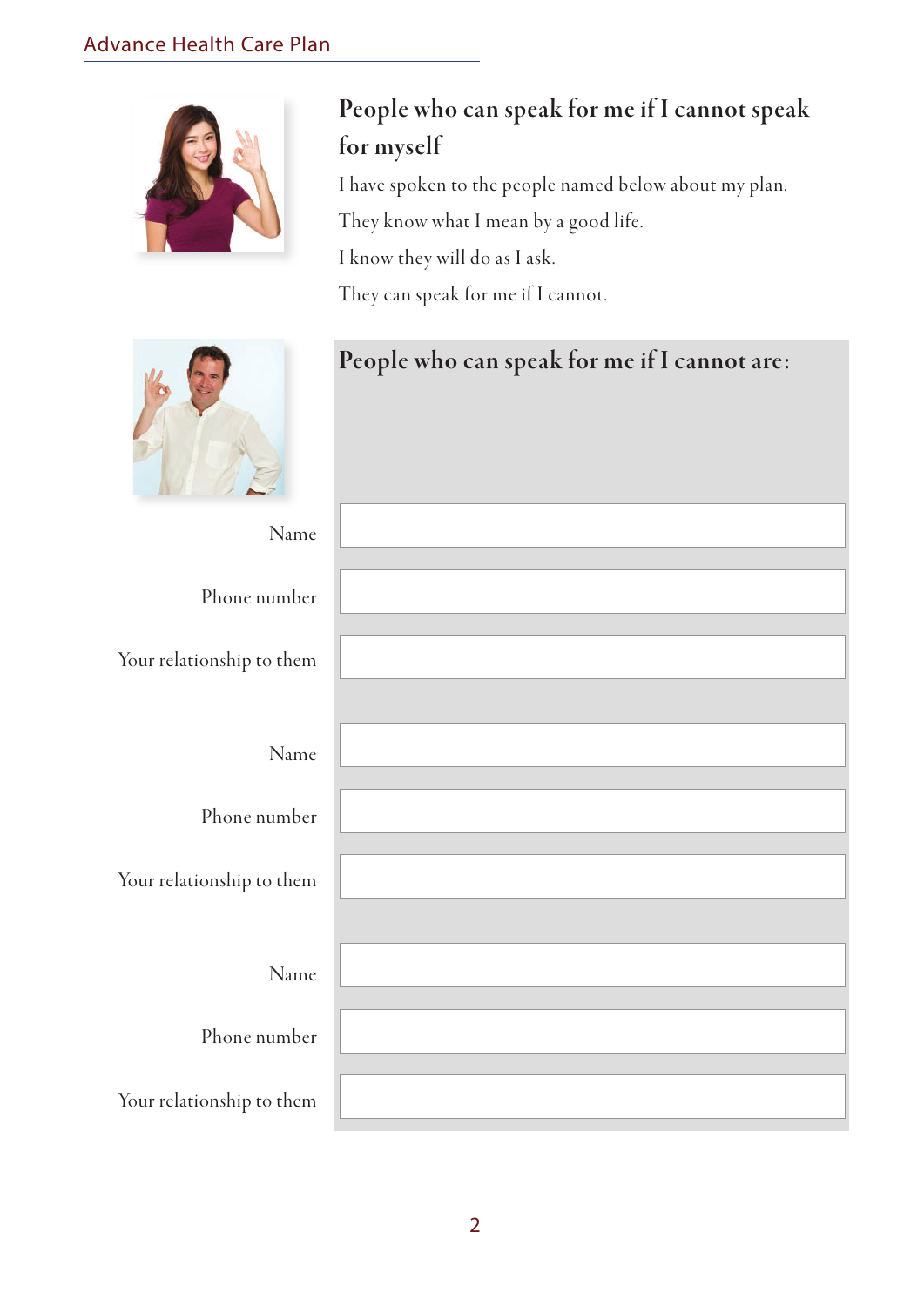## People who can speak for me if I cannot speak for myself

I have spoken to the people named below about my plan.

They know what I mean by a good life.

I know they will do as I ask.

They can speak for me if I cannot.

### People who can speak for me if I cannot are:

| | |
|---|---|
| Name | |
| Phone number | |
| Your relationship to them | |

| | |
|---|---|
| Name | |
| Phone number | |
| Your relationship to them | |

| | |
|---|---|
| Name | |
| Phone number | |
| Your relationship to them | |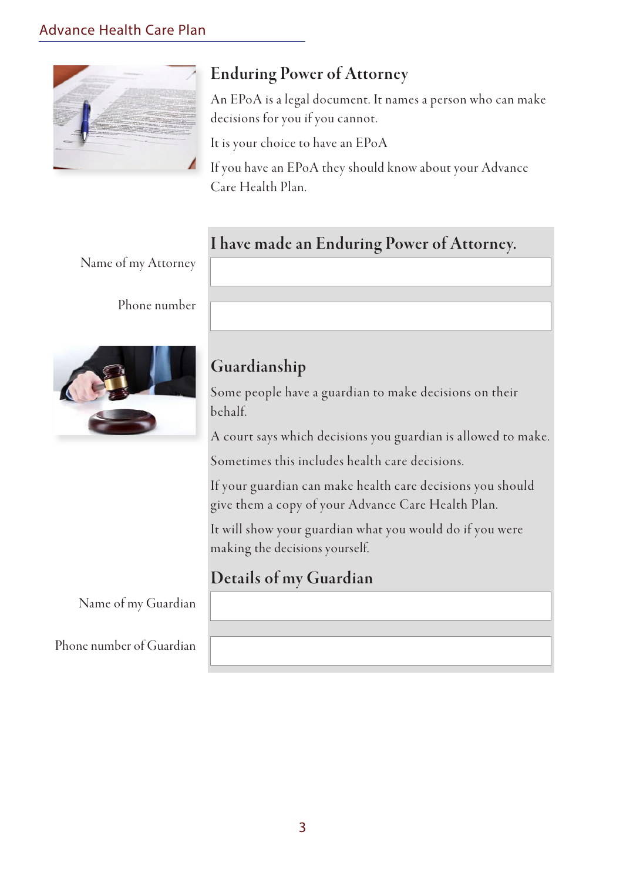## Enduring Power of Attorney

An EPoA is a legal document. It names a person who can make decisions for you if you cannot.

It is your choice to have an EPoA

If you have an EPoA they should know about your Advance Care Health Plan.

### I have made an Enduring Power of Attorney.

Name of my Attorney

Phone number

## Guardianship

Some people have a guardian to make decisions on their behalf.

A court says which decisions you guardian is allowed to make.

Sometimes this includes health care decisions.

If your guardian can make health care decisions you should give them a copy of your Advance Care Health Plan.

It will show your guardian what you would do if you were making the decisions yourself.

### Details of my Guardian

Name of my Guardian

Phone number of Guardian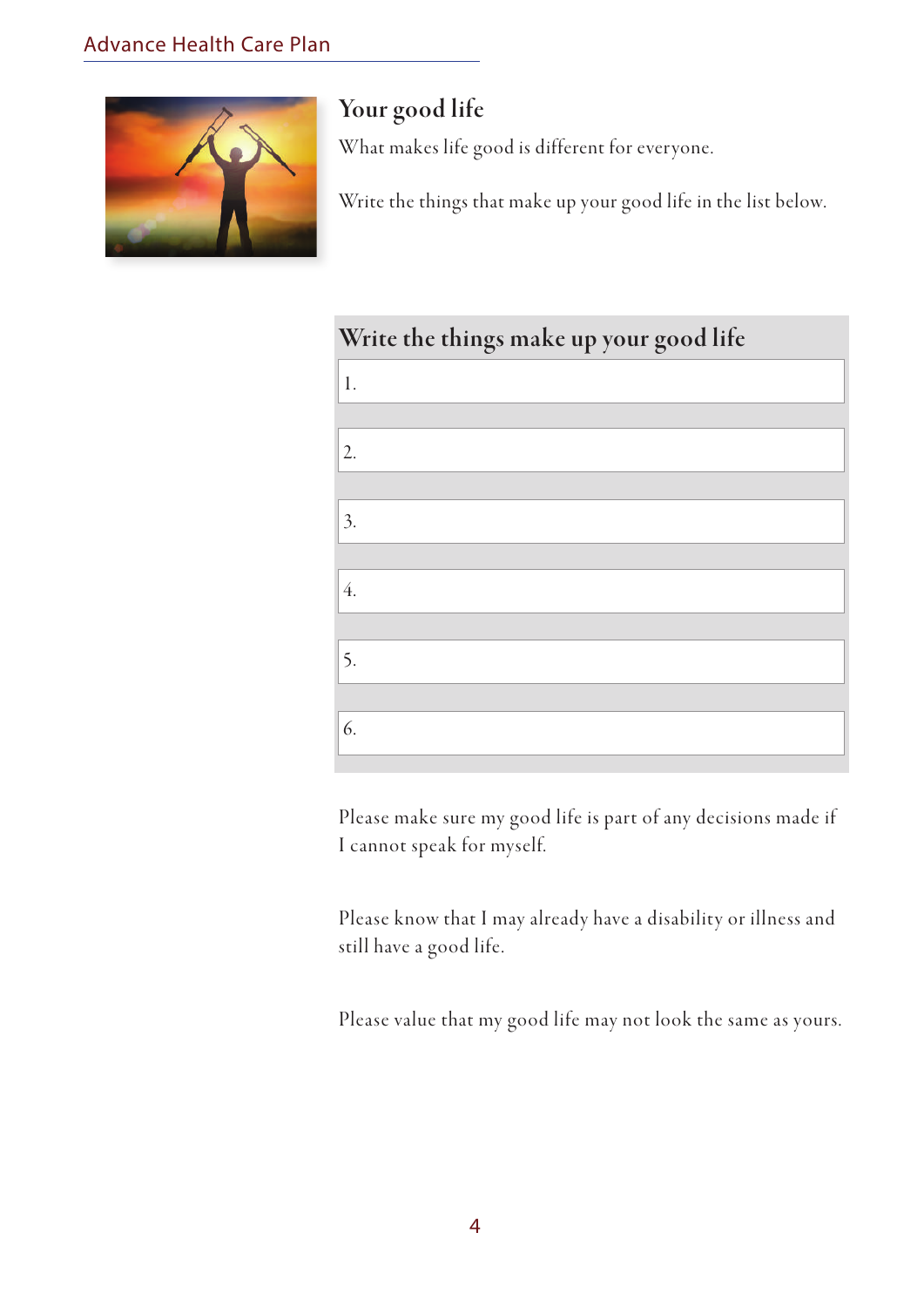## Your good life

What makes life good is different for everyone.

Write the things that make up your good life in the list below.

| Write the things make up your good life |
| --- |
| 1. |
| 2. |
| 3. |
| 4. |
| 5. |
| 6. |

Please make sure my good life is part of any decisions made if I cannot speak for myself.

Please know that I may already have a disability or illness and still have a good life.

Please value that my good life may not look the same as yours.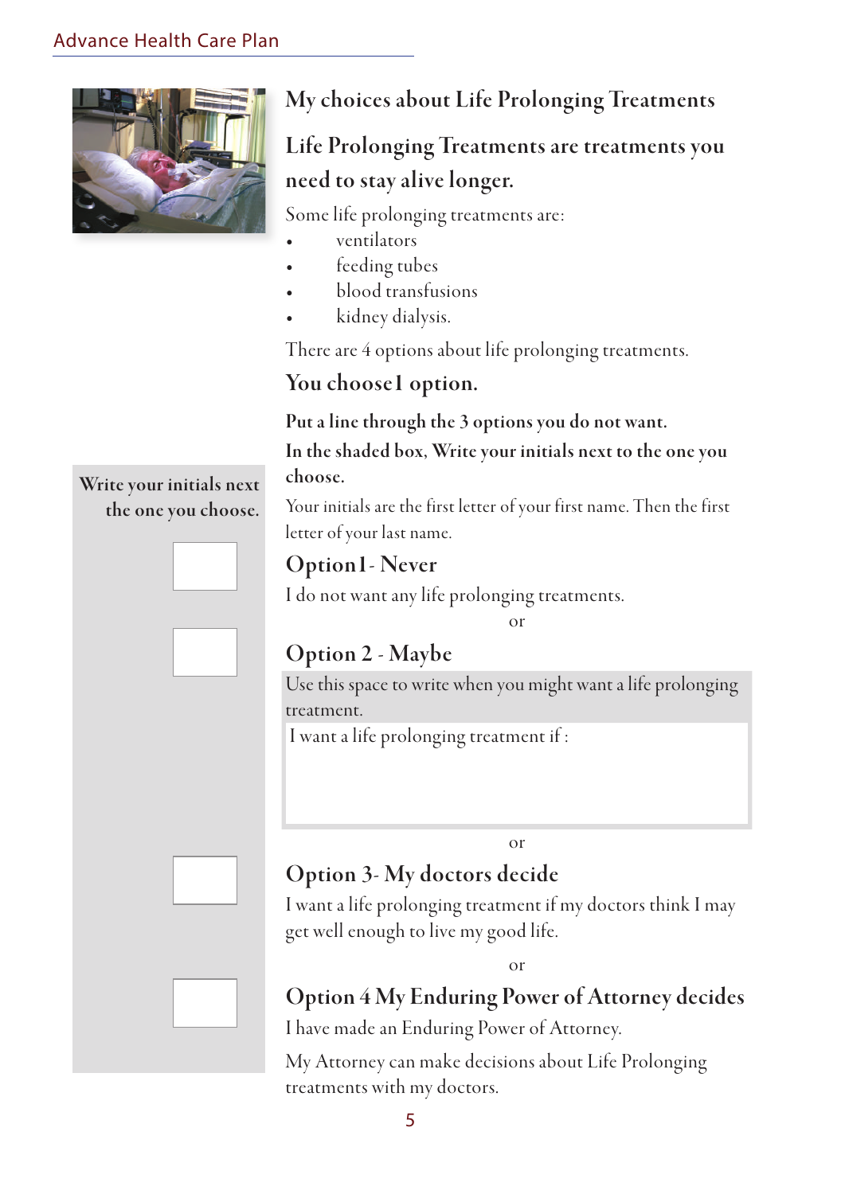## My choices about Life Prolonging Treatments

### Life Prolonging Treatments are treatments you need to stay alive longer.

Some life prolonging treatments are:

- ventilators
- feeding tubes
- blood transfusions
- kidney dialysis.

There are 4 options about life prolonging treatments.

### You choose 1 option.

**Put a line through the 3 options you do not want.**

**In the shaded box, Write your initials next to the one you choose.**

Your initials are the first letter of your first name. Then the first letter of your last name.

Write your initials next the one you choose.

### Option 1 - Never

I do not want any life prolonging treatments.

or

### Option 2 - Maybe

Use this space to write when you might want a life prolonging treatment.

I want a life prolonging treatment if :

or

### Option 3- My doctors decide

I want a life prolonging treatment if my doctors think I may get well enough to live my good life.

or

### Option 4 My Enduring Power of Attorney decides

I have made an Enduring Power of Attorney.

My Attorney can make decisions about Life Prolonging treatments with my doctors.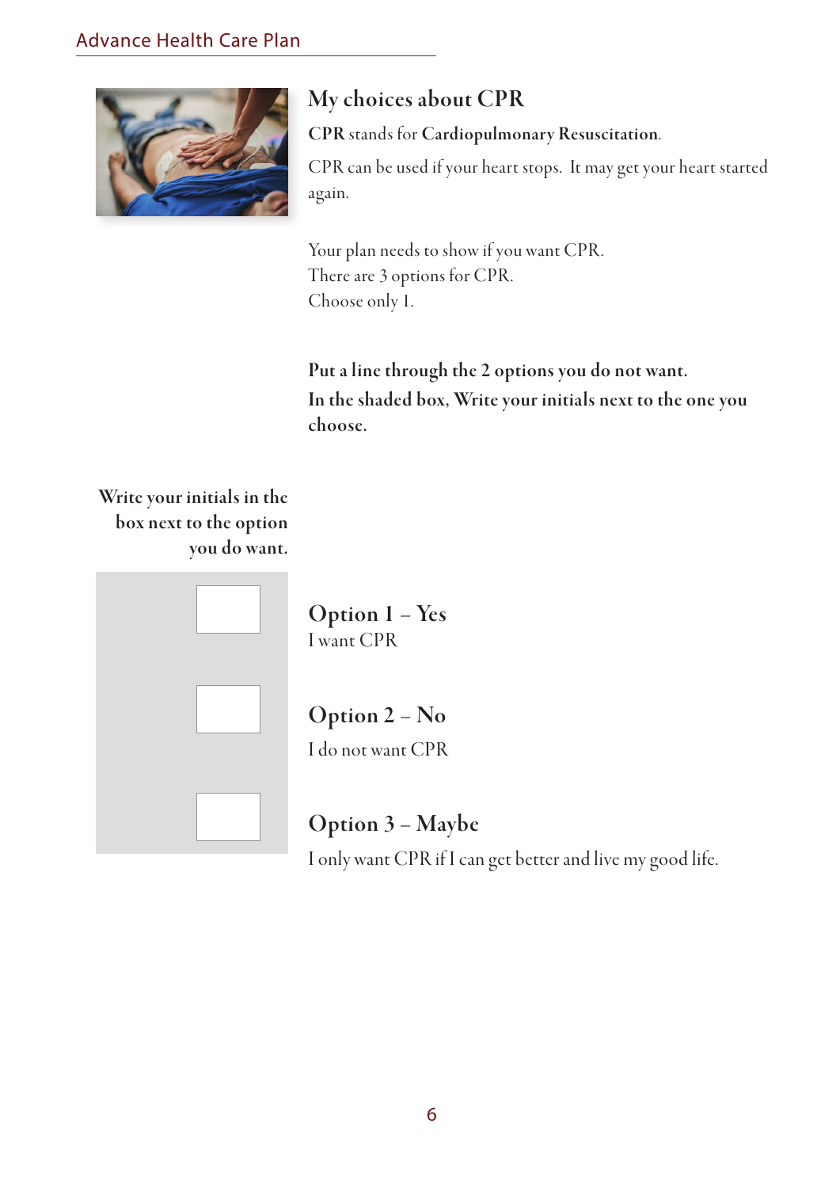## My choices about CPR

**CPR** stands for **Cardiopulmonary Resuscitation**.

CPR can be used if your heart stops. It may get your heart started again.

Your plan needs to show if you want CPR.
There are 3 options for CPR.
Choose only 1.

**Put a line through the 2 options you do not want.**
**In the shaded box, Write your initials next to the one you choose.**

**Write your initials in the box next to the option you do want.**

| Initials | Option |
| --- | --- |
| | **Option 1 – Yes**<br>I want CPR |
| | **Option 2 – No**<br>I do not want CPR |
| | **Option 3 – Maybe**<br>I only want CPR if I can get better and live my good life. |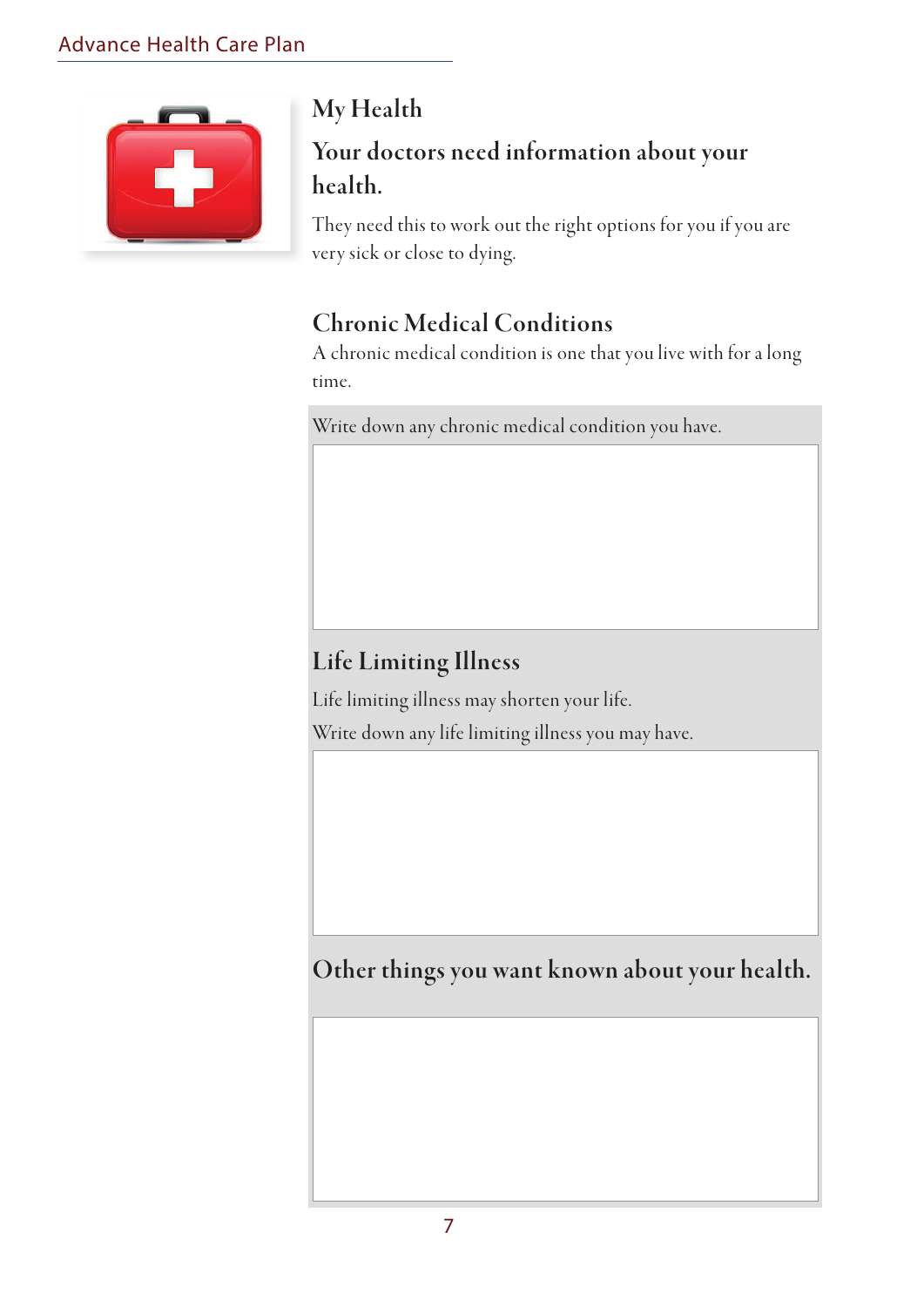## My Health

### Your doctors need information about your health.

They need this to work out the right options for you if you are very sick or close to dying.

### Chronic Medical Conditions

A chronic medical condition is one that you live with for a long time.

Write down any chronic medical condition you have.

### Life Limiting Illness

Life limiting illness may shorten your life.

Write down any life limiting illness you may have.

### Other things you want known about your health.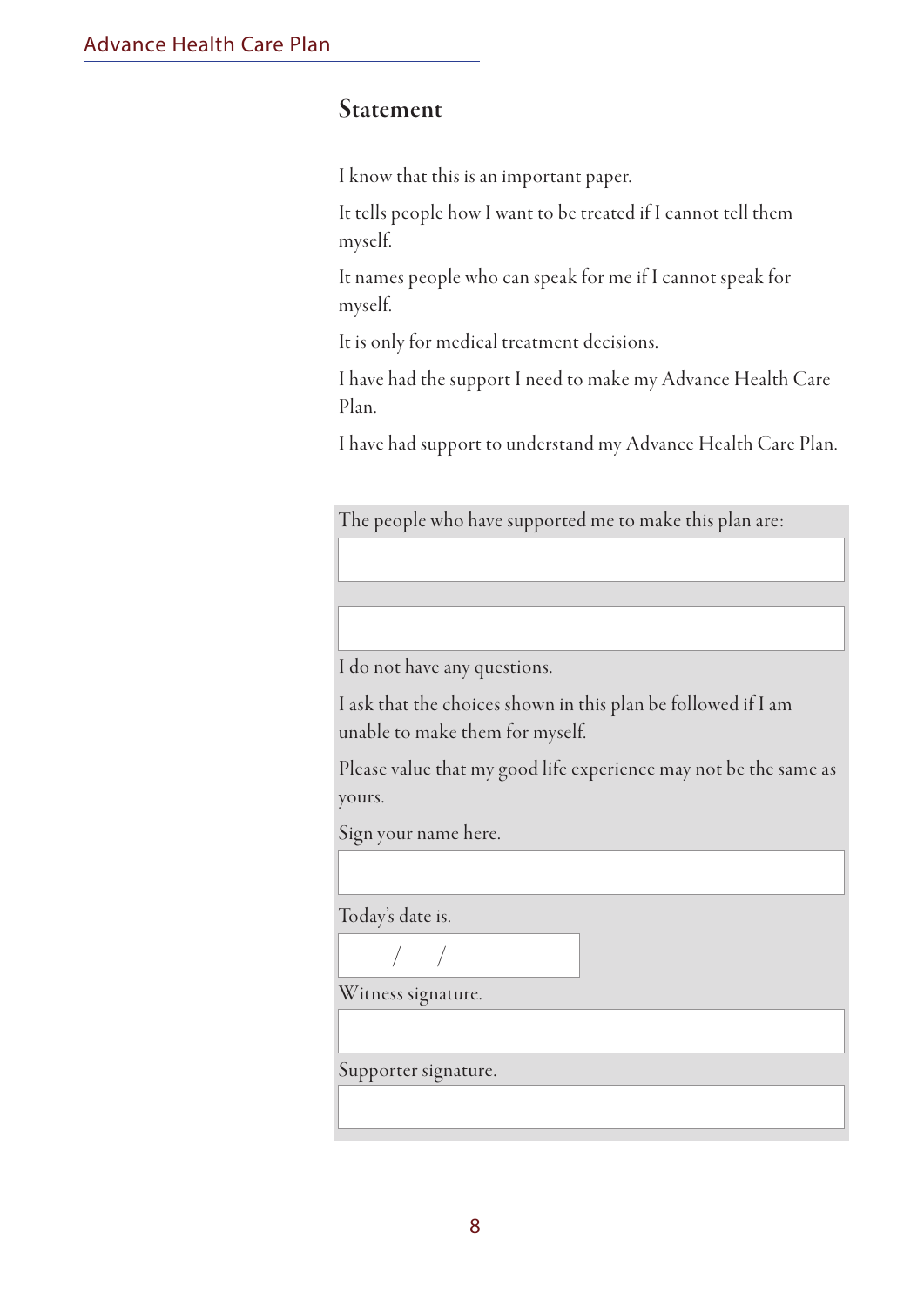## Statement

I know that this is an important paper.

It tells people how I want to be treated if I cannot tell them myself.

It names people who can speak for me if I cannot speak for myself.

It is only for medical treatment decisions.

I have had the support I need to make my Advance Health Care Plan.

I have had support to understand my Advance Health Care Plan.

The people who have supported me to make this plan are:

_______________________________________________

_______________________________________________

I do not have any questions.

I ask that the choices shown in this plan be followed if I am unable to make them for myself.

Please value that my good life experience may not be the same as yours.

Sign your name here.

_______________________________________________

Today's date is.

&nbsp;&nbsp;&nbsp;&nbsp;/&nbsp;&nbsp;&nbsp;&nbsp;/

Witness signature.

_______________________________________________

Supporter signature.

_______________________________________________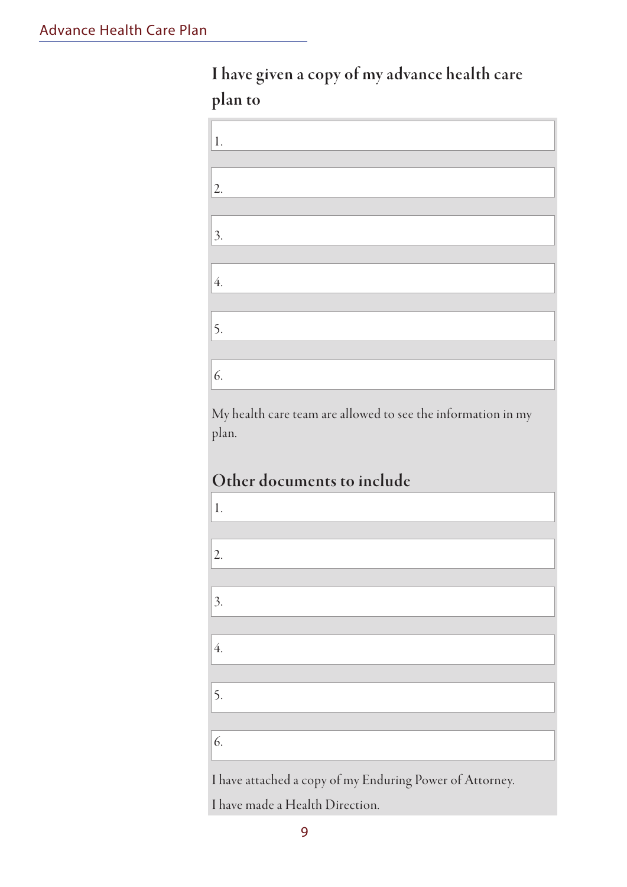## I have given a copy of my advance health care plan to

1.

2.

3.

4.

5.

6.

My health care team are allowed to see the information in my plan.

## Other documents to include

1.

2.

3.

4.

5.

6.

I have attached a copy of my Enduring Power of Attorney.

I have made a Health Direction.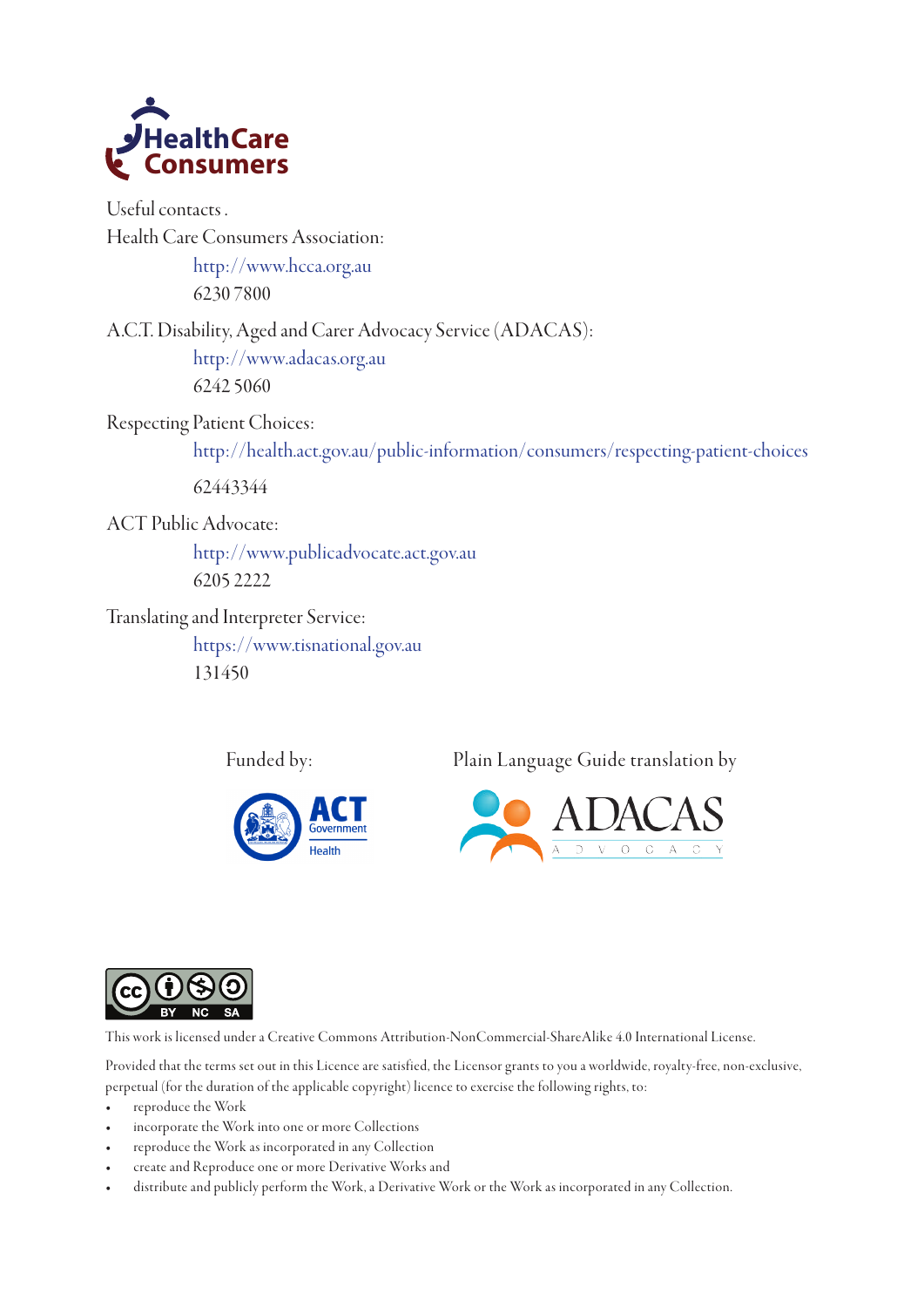HealthCare Consumers

Useful contacts .

Health Care Consumers Association:

http://www.hcca.org.au
6230 7800

A.C.T. Disability, Aged and Carer Advocacy Service (ADACAS):

http://www.adacas.org.au
6242 5060

Respecting Patient Choices:

http://health.act.gov.au/public-information/consumers/respecting-patient-choices

62443344

ACT Public Advocate:

http://www.publicadvocate.act.gov.au
6205 2222

Translating and Interpreter Service:

https://www.tisnational.gov.au
131450

Funded by:

ACT Government Health

Plain Language Guide translation by

ADACAS ADVOCACY

This work is licensed under a Creative Commons Attribution-NonCommercial-ShareAlike 4.0 International License.

Provided that the terms set out in this Licence are satisfied, the Licensor grants to you a worldwide, royalty-free, non-exclusive, perpetual (for the duration of the applicable copyright) licence to exercise the following rights, to:

- reproduce the Work
- incorporate the Work into one or more Collections
- reproduce the Work as incorporated in any Collection
- create and Reproduce one or more Derivative Works and
- distribute and publicly perform the Work, a Derivative Work or the Work as incorporated in any Collection.